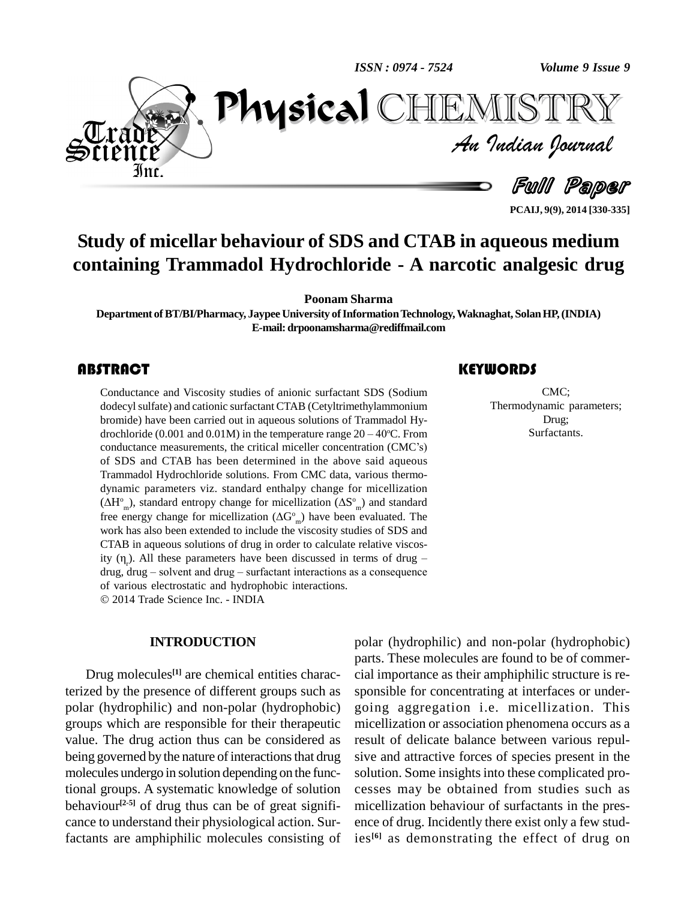# Study of micellar behaviour of SDS and CTAB in aqueous medium containing Trammadol Hydrochloride - A narcotic analgesic drug

**Poonam Sharma**

Department of BT/BI/Pharmacy, Jaypee University of Information Technology, Waknaghat, Solan HP, (INDIA)
E-mail: drpoonamsharma@rediffmail.com

## ABSTRACT

Conductance and Viscosity studies of anionic surfactant SDS (Sodium dodecyl sulfate) and cationic surfactant CTAB (Cetyltrimethylammonium bromide) have been carried out in aqueous solutions of Trammadol Hydrochloride (0.001 and 0.01M) in the temperature range 20 – 40°C. From conductance measurements, the critical miceller concentration (CMC's) of SDS and CTAB has been determined in the above said aqueous Trammadol Hydrochloride solutions. From CMC data, various thermodynamic parameters viz. standard enthalpy change for micellization ($\Delta H^o_m$), standard entropy change for micellization ($\Delta S^o_m$) and standard free energy change for micellization ($\Delta G^o_m$) have been evaluated. The work has also been extended to include the viscosity studies of SDS and CTAB in aqueous solutions of drug in order to calculate relative viscosity ($\eta_r$). All these parameters have been discussed in terms of drug – drug, drug – solvent and drug – surfactant interactions as a consequence of various electrostatic and hydrophobic interactions.

© 2014 Trade Science Inc. - INDIA

## KEYWORDS

CMC;
Thermodynamic parameters;
Drug;
Surfactants.

## INTRODUCTION

Drug molecules[1] are chemical entities characterized by the presence of different groups such as polar (hydrophilic) and non-polar (hydrophobic) groups which are responsible for their therapeutic value. The drug action thus can be considered as being governed by the nature of interactions that drug molecules undergo in solution depending on the functional groups. A systematic knowledge of solution behaviour[2-5] of drug thus can be of great significance to understand their physiological action. Surfactants are amphiphilic molecules consisting of polar (hydrophilic) and non-polar (hydrophobic) parts. These molecules are found to be of commercial importance as their amphiphilic structure is responsible for concentrating at interfaces or undergoing aggregation i.e. micellization. This micellization or association phenomena occurs as a result of delicate balance between various repulsive and attractive forces of species present in the solution. Some insights into these complicated processes may be obtained from studies such as micellization behaviour of surfactants in the presence of drug. Incidently there exist only a few studies[6] as demonstrating the effect of drug on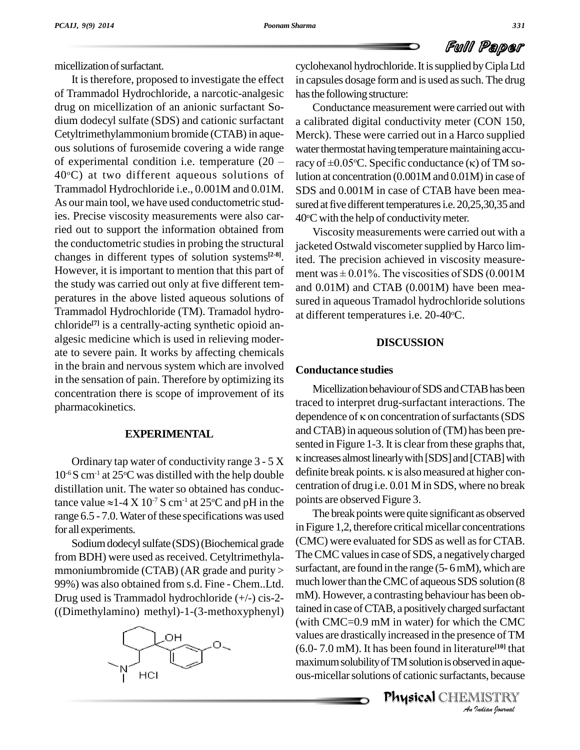micellization of surfactant.

It is therefore, proposed to investigate the effect of Trammadol Hydrochloride, a narcotic-analgesic drug on micellization of an anionic surfactant Sodium dodecyl sulfate (SDS) and cationic surfactant Cetyltrimethylammonium bromide (CTAB) in aqueous solutions of furosemide covering a wide range of experimental condition i.e. temperature (20 – 40°C) at two different aqueous solutions of Trammadol Hydrochloride i.e., 0.001M and 0.01M. As our main tool, we have used conductometric studies. Precise viscosity measurements were also carried out to support the information obtained from the conductometric studies in probing the structural changes in different types of solution systems[2-8]. However, it is important to mention that this part of the study was carried out only at five different temperatures in the above listed aqueous solutions of Trammadol Hydrochloride (TM). Tramadol hydrochloride[7] is a centrally-acting synthetic opioid analgesic medicine which is used in relieving moderate to severe pain. It works by affecting chemicals in the brain and nervous system which are involved in the sensation of pain. Therefore by optimizing its concentration there is scope of improvement of its pharmacokinetics.

## EXPERIMENTAL

Ordinary tap water of conductivity range 3 - 5 X $10^{-6}$ S $cm^{-1}$ at 25°C was distilled with the help double distillation unit. The water so obtained has conductance value ≈1-4 X $10^{-7}$ S $cm^{-1}$ at 25°C and pH in the range 6.5 - 7.0. Water of these specifications was used for all experiments.

Sodium dodecyl sulfate (SDS) (Biochemical grade from BDH) were used as received. Cetyltrimethylammoniumbromide (CTAB) (AR grade and purity > 99%) was also obtained from s.d. Fine - Chem..Ltd. Drug used is Trammadol hydrochloride (+/-) cis-2-((Dimethylamino) methyl)-1-(3-methoxyphenyl) cyclohexanol hydrochloride. It is supplied by Cipla Ltd in capsules dosage form and is used as such. The drug has the following structure:

Conductance measurement were carried out with a calibrated digital conductivity meter (CON 150, Merck). These were carried out in a Harco supplied water thermostat having temperature maintaining accuracy of ±0.05°C. Specific conductance (κ) of TM solution at concentration (0.001M and 0.01M) in case of SDS and 0.001M in case of CTAB have been measured at five different temperatures i.e. 20,25,30,35 and 40°C with the help of conductivity meter.

Viscosity measurements were carried out with a jacketed Ostwald viscometer supplied by Harco limited. The precision achieved in viscosity measurement was ± 0.01%. The viscosities of SDS (0.001M and 0.01M) and CTAB (0.001M) have been measured in aqueous Tramadol hydrochloride solutions at different temperatures i.e. 20-40°C.

## DISCUSSION

### Conductance studies

Micellization behaviour of SDS and CTAB has been traced to interpret drug-surfactant interactions. The dependence of κ on concentration of surfactants (SDS and CTAB) in aqueous solution of (TM) has been presented in Figure 1-3. It is clear from these graphs that, κ increases almost linearly with [SDS] and [CTAB] with definite break points. κ is also measured at higher concentration of drug i.e. 0.01 M in SDS, where no break points are observed Figure 3.

The break points were quite significant as observed in Figure 1,2, therefore critical micellar concentrations (CMC) were evaluated for SDS as well as for CTAB. The CMC values in case of SDS, a negatively charged surfactant, are found in the range (5- 6 mM), which are much lower than the CMC of aqueous SDS solution (8 mM). However, a contrasting behaviour has been obtained in case of CTAB, a positively charged surfactant (with CMC=0.9 mM in water) for which the CMC values are drastically increased in the presence of TM (6.0- 7.0 mM). It has been found in literature[10] that maximum solubility of TM solution is observed in aqueous-micellar solutions of cationic surfactants, because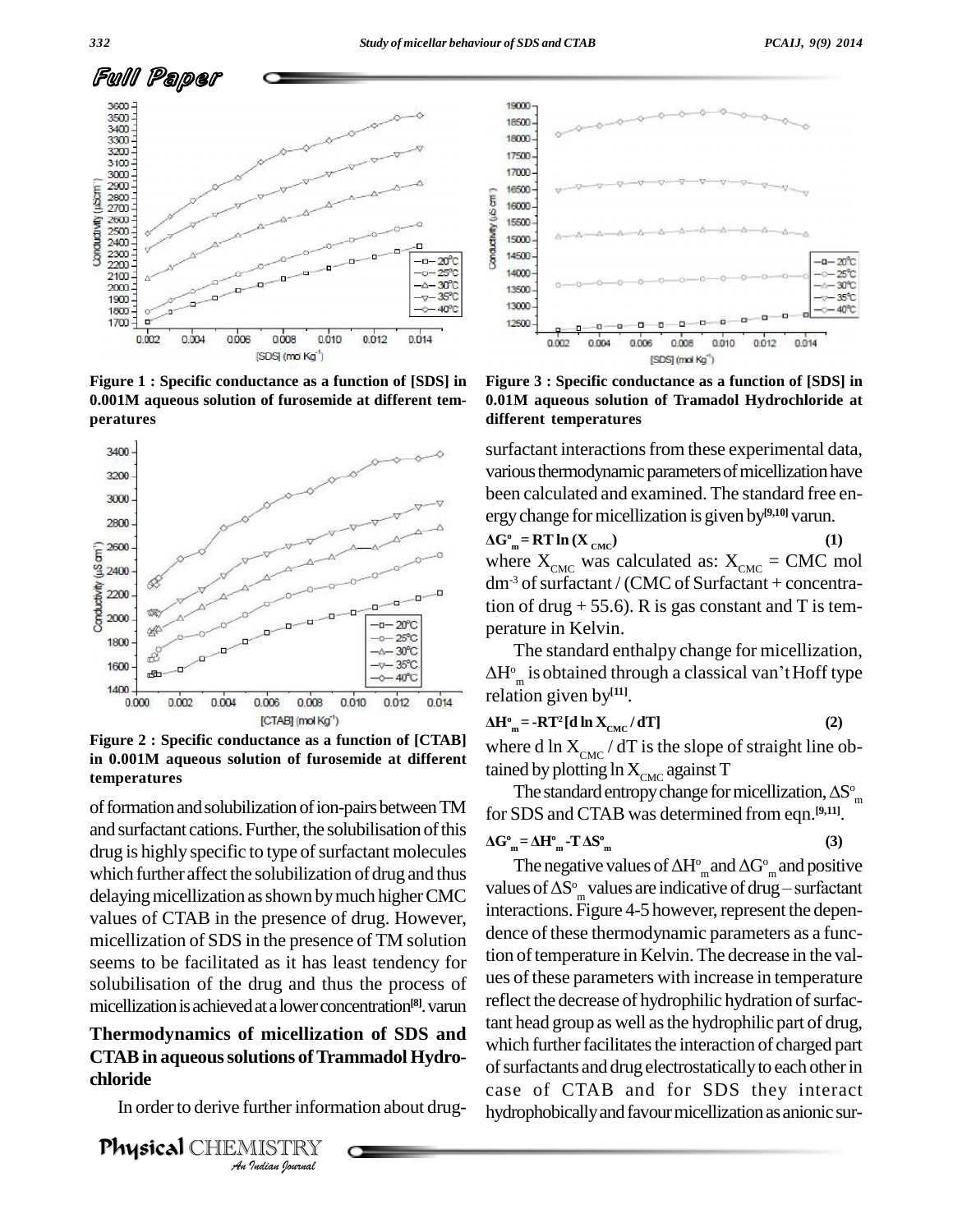Figure 1 : Specific conductance as a function of [SDS] in 0.001M aqueous solution of furosemide at different temperatures

Figure 2 : Specific conductance as a function of [CTAB] in 0.001M aqueous solution of furosemide at different temperatures

of formation and solubilization of ion-pairs between TM and surfactant cations. Further, the solubilisation of this drug is highly specific to type of surfactant molecules which further affect the solubilization of drug and thus delaying micellization as shown by much higher CMC values of CTAB in the presence of drug. However, micellization of SDS in the presence of TM solution seems to be facilitated as it has least tendency for solubilisation of the drug and thus the process of micellization is achieved at a lower concentration[8]. varun

## Thermodynamics of micellization of SDS and CTAB in aqueous solutions of Trammadol Hydrochloride

In order to derive further information about drug-

Figure 3 : Specific conductance as a function of [SDS] in 0.01M aqueous solution of Tramadol Hydrochloride at different temperatures

surfactant interactions from these experimental data, various thermodynamic parameters of micellization have been calculated and examined. The standard free energy change for micellization is given by[9,10] varun.

$$\Delta G^o_m = RT \ln (X_{CMC}) \quad (1)$$

where $X_{CMC}$ was calculated as: $X_{CMC}$ = CMC mol $dm^{-3}$ of surfactant / (CMC of Surfactant + concentration of drug + 55.6). R is gas constant and T is temperature in Kelvin.

The standard enthalpy change for micellization, $\Delta H^o_m$ is obtained through a classical van't Hoff type relation given by[11].

$$\Delta H^o_m = -RT^2 [d \ln X_{CMC} / dT] \quad (2)$$

where d ln $X_{CMC}$ / dT is the slope of straight line obtained by plotting ln $X_{CMC}$ against T

The standard entropy change for micellization, $\Delta S^o_m$ for SDS and CTAB was determined from eqn.[9,11].

$$\Delta G^o_m = \Delta H^o_m - T \Delta S^o_m \quad (3)$$

The negative values of $\Delta H^o_m$ and $\Delta G^o_m$ and positive values of $\Delta S^o_m$ values are indicative of drug – surfactant interactions. Figure 4-5 however, represent the dependence of these thermodynamic parameters as a function of temperature in Kelvin. The decrease in the values of these parameters with increase in temperature reflect the decrease of hydrophilic hydration of surfactant head group as well as the hydrophilic part of drug, which further facilitates the interaction of charged part of surfactants and drug electrostatically to each other in case of CTAB and for SDS they interact hydrophobically and favour micellization as anionic sur-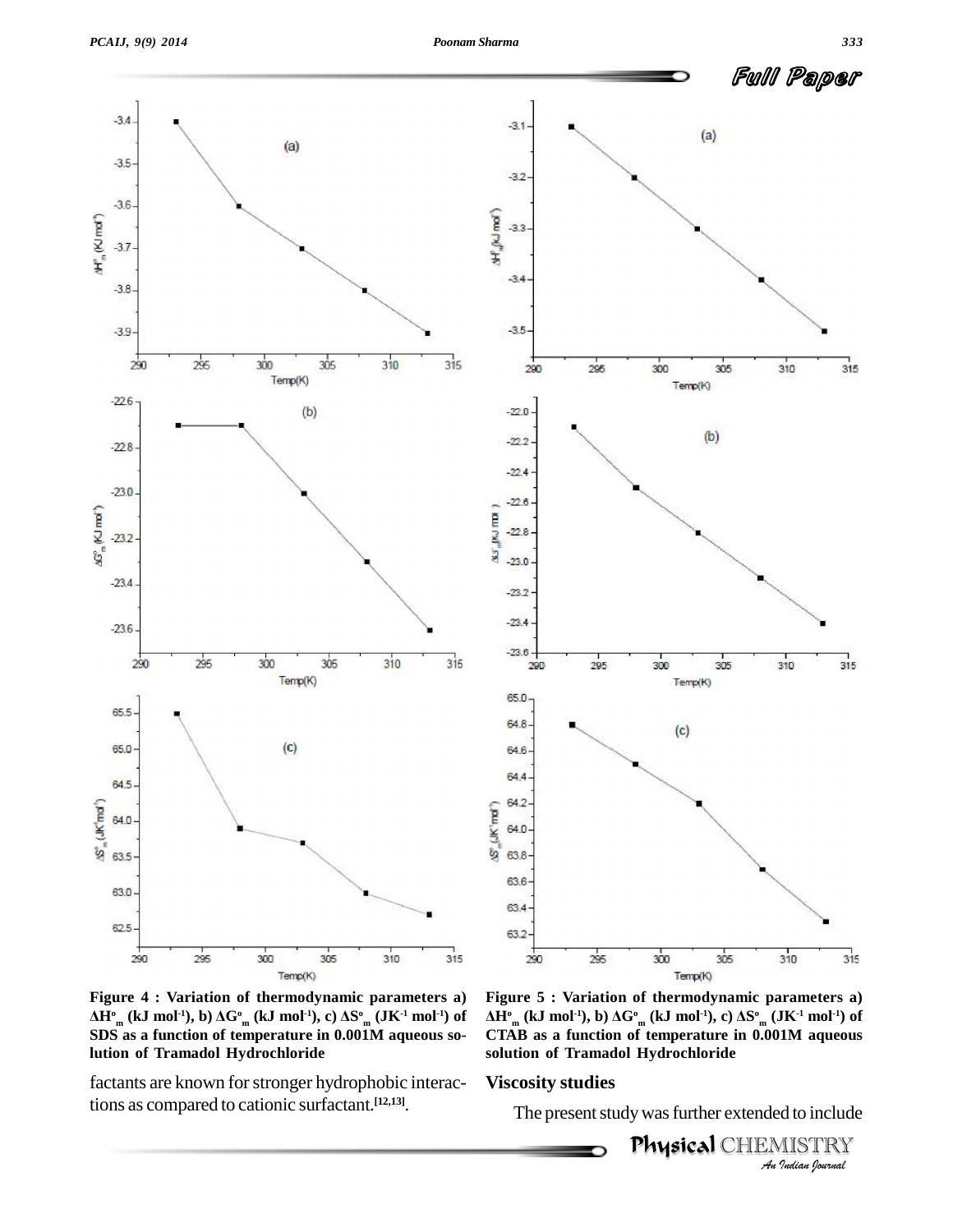**Figure 4 : Variation of thermodynamic parameters a) $\Delta H^o_m$ (kJ mol$^{-1}$), b) $\Delta G^o_m$ (kJ mol$^{-1}$), c) $\Delta S^o_m$ (JK$^{-1}$ mol$^{-1}$) of SDS as a function of temperature in 0.001M aqueous solution of Tramadol Hydrochloride**

**Figure 5 : Variation of thermodynamic parameters a) $\Delta H^o_m$ (kJ mol$^{-1}$), b) $\Delta G^o_m$ (kJ mol$^{-1}$), c) $\Delta S^o_m$ (JK$^{-1}$ mol$^{-1}$) of CTAB as a function of temperature in 0.001M aqueous solution of Tramadol Hydrochloride**

factants are known for stronger hydrophobic interactions as compared to cationic surfactant.[12,13].

## Viscosity studies

The present study was further extended to include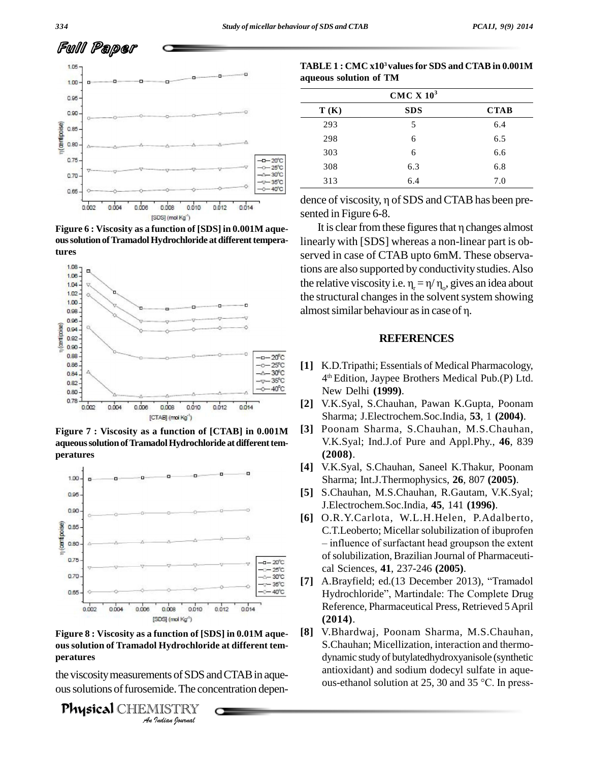Figure 6 : Viscosity as a function of [SDS] in 0.001M aqueous solution of Tramadol Hydrochloride at different temperatures

Figure 7 : Viscosity as a function of [CTAB] in 0.001M aqueous solution of Tramadol Hydrochloride at different temperatures

Figure 8 : Viscosity as a function of [SDS] in 0.01M aqueous solution of Tramadol Hydrochloride at different temperatures

the viscosity measurements of SDS and CTAB in aqueous solutions of furosemide. The concentration dependence of viscosity, η of SDS and CTAB has been presented in Figure 6-8.

**TABLE 1 : CMC x10$^3$ values for SDS and CTAB in 0.001M aqueous solution of TM**

| | CMC X $10^3$ | |
|---|---|---|
| T (K) | SDS | CTAB |
| 293 | 5 | 6.4 |
| 298 | 6 | 6.5 |
| 303 | 6 | 6.6 |
| 308 | 6.3 | 6.8 |
| 313 | 6.4 | 7.0 |

It is clear from these figures that η changes almost linearly with [SDS] whereas a non-linear part is observed in case of CTAB upto 6mM. These observations are also supported by conductivity studies. Also the relative viscosity i.e. $\eta_r = \eta / \eta_o$, gives an idea about the structural changes in the solvent system showing almost similar behaviour as in case of η.

## REFERENCES

**[1]** K.D.Tripathi; Essentials of Medical Pharmacology, 4th Edition, Jaypee Brothers Medical Pub.(P) Ltd. New Delhi **(1999)**.

**[2]** V.K.Syal, S.Chauhan, Pawan K.Gupta, Poonam Sharma; J.Electrochem.Soc.India, **53**, 1 **(2004)**.

**[3]** Poonam Sharma, S.Chauhan, M.S.Chauhan, V.K.Syal; Ind.J.of Pure and Appl.Phy., **46**, 839 **(2008)**.

**[4]** V.K.Syal, S.Chauhan, Saneel K.Thakur, Poonam Sharma; Int.J.Thermophysics, **26**, 807 **(2005)**.

**[5]** S.Chauhan, M.S.Chauhan, R.Gautam, V.K.Syal; J.Electrochem.Soc.India, **45**, 141 **(1996)**.

**[6]** O.R.Y.Carlota, W.L.H.Helen, P.Adalberto, C.T.Leoberto; Micellar solubilization of ibuprofen – influence of surfactant head groupson the extent of solubilization, Brazilian Journal of Pharmaceutical Sciences, **41**, 237-246 **(2005)**.

**[7]** A.Brayfield; ed.(13 December 2013), "Tramadol Hydrochloride", Martindale: The Complete Drug Reference, Pharmaceutical Press, Retrieved 5 April **(2014)**.

**[8]** V.Bhardwaj, Poonam Sharma, M.S.Chauhan, S.Chauhan; Micellization, interaction and thermodynamic study of butylatedhydroxyanisole (synthetic antioxidant) and sodium dodecyl sulfate in aqueous-ethanol solution at 25, 30 and 35 °C. In press-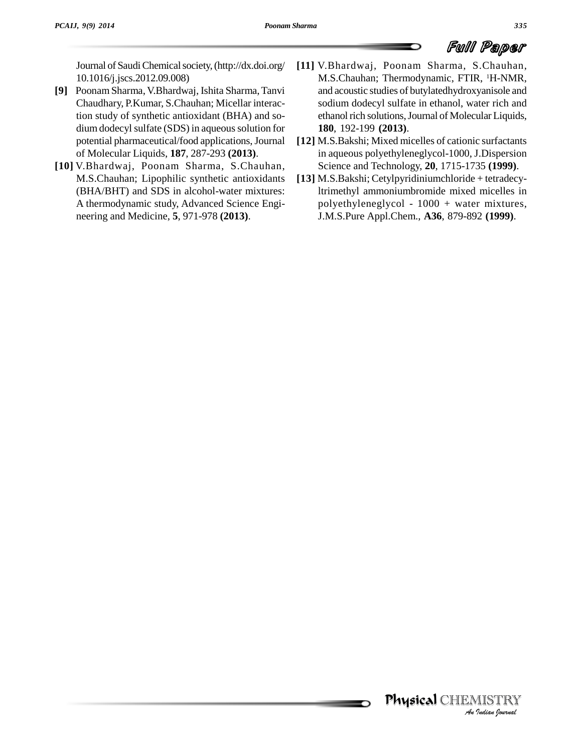Journal of Saudi Chemical society, (http://dx.doi.org/10.1016/j.jscs.2012.09.008)

**[9]** Poonam Sharma, V.Bhardwaj, Ishita Sharma, Tanvi Chaudhary, P.Kumar, S.Chauhan; Micellar interaction study of synthetic antioxidant (BHA) and sodium dodecyl sulfate (SDS) in aqueous solution for potential pharmaceutical/food applications, Journal of Molecular Liquids, **187**, 287-293 **(2013)**.

**[10]** V.Bhardwaj, Poonam Sharma, S.Chauhan, M.S.Chauhan; Lipophilic synthetic antioxidants (BHA/BHT) and SDS in alcohol-water mixtures: A thermodynamic study, Advanced Science Engineering and Medicine, **5**, 971-978 **(2013)**.

**[11]** V.Bhardwaj, Poonam Sharma, S.Chauhan, M.S.Chauhan; Thermodynamic, FTIR, $^1$H-NMR, and acoustic studies of butylatedhydroxyanisole and sodium dodecyl sulfate in ethanol, water rich and ethanol rich solutions, Journal of Molecular Liquids, **180**, 192-199 **(2013)**.

**[12]** M.S.Bakshi; Mixed micelles of cationic surfactants in aqueous polyethyleneglycol-1000, J.Dispersion Science and Technology, **20**, 1715-1735 **(1999)**.

**[13]** M.S.Bakshi; Cetylpyridiniumchloride + tetradecyltrimethyl ammoniumbromide mixed micelles in polyethyleneglycol - 1000 + water mixtures, J.M.S.Pure Appl.Chem., **A36**, 879-892 **(1999)**.